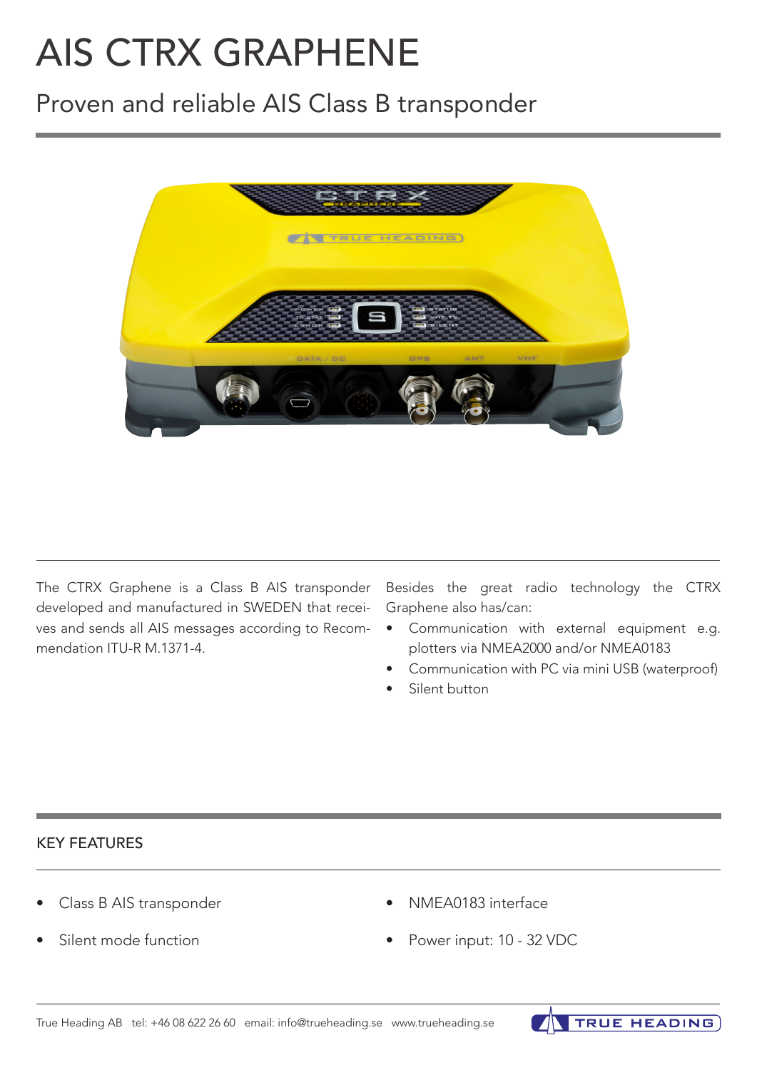# AIS CTRX GRAPHENE

## Proven and reliable AIS Class B transponder

The CTRX Graphene is a Class B AIS transponder developed and manufactured in SWEDEN that receives and sends all AIS messages according to Recommendation ITU-R M.1371-4.

Besides the great radio technology the CTRX Graphene also has/can:

- Communication with external equipment e.g. plotters via NMEA2000 and/or NMEA0183
- Communication with PC via mini USB (waterproof)
- Silent button

### KEY FEATURES

- Class B AIS transponder
- Silent mode function
- NMEA0183 interface
- Power input: 10 - 32 VDC

True Heading AB tel: +46 08 622 26 60 email: info@trueheading.se www.trueheading.se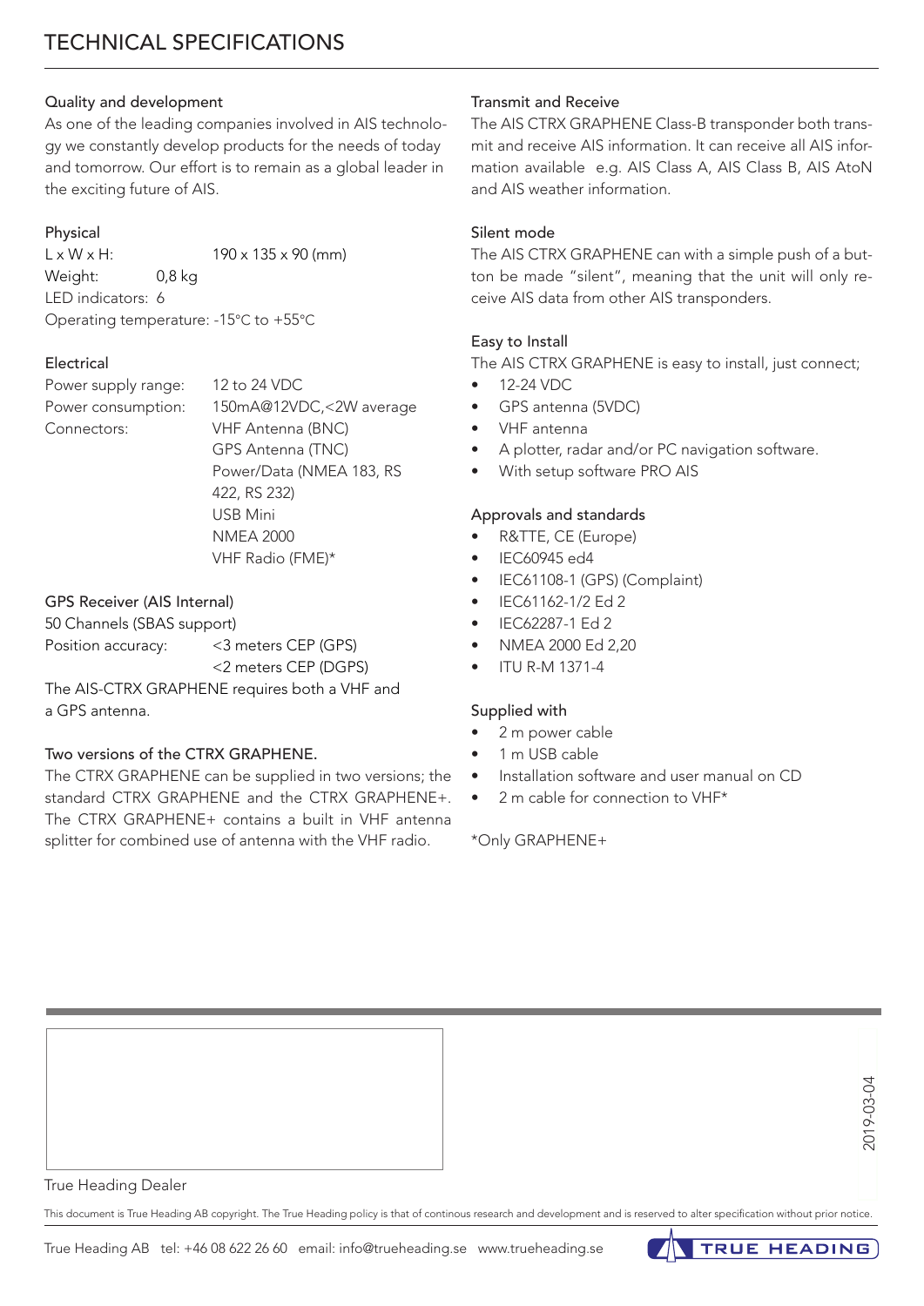# TECHNICAL SPECIFICATIONS

### Quality and development

As one of the leading companies involved in AIS technology we constantly develop products for the needs of today and tomorrow. Our effort is to remain as a global leader in the exciting future of AIS.

### Physical

L x W x H: 190 x 135 x 90 (mm)
Weight: 0,8 kg
LED indicators: 6
Operating temperature: -15°C to +55°C

### Electrical

| | |
|---|---|
| Power supply range: | 12 to 24 VDC |
| Power consumption: | 150mA@12VDC,<2W average |
| Connectors: | VHF Antenna (BNC) |
| | GPS Antenna (TNC) |
| | Power/Data (NMEA 183, RS 422, RS 232) |
| | USB Mini |
| | NMEA 2000 |
| | VHF Radio (FME)* |

### GPS Receiver (AIS Internal)

50 Channels (SBAS support)
Position accuracy: <3 meters CEP (GPS)
<2 meters CEP (DGPS)

The AIS-CTRX GRAPHENE requires both a VHF and a GPS antenna.

### Two versions of the CTRX GRAPHENE.

The CTRX GRAPHENE can be supplied in two versions; the standard CTRX GRAPHENE and the CTRX GRAPHENE+. The CTRX GRAPHENE+ contains a built in VHF antenna splitter for combined use of antenna with the VHF radio.

### Transmit and Receive

The AIS CTRX GRAPHENE Class-B transponder both transmit and receive AIS information. It can receive all AIS information available e.g. AIS Class A, AIS Class B, AIS AtoN and AIS weather information.

### Silent mode

The AIS CTRX GRAPHENE can with a simple push of a button be made "silent", meaning that the unit will only receive AIS data from other AIS transponders.

### Easy to Install

The AIS CTRX GRAPHENE is easy to install, just connect;

- 12-24 VDC
- GPS antenna (5VDC)
- VHF antenna
- A plotter, radar and/or PC navigation software.
- With setup software PRO AIS

### Approvals and standards

- R&TTE, CE (Europe)
- IEC60945 ed4
- IEC61108-1 (GPS) (Complaint)
- IEC61162-1/2 Ed 2
- IEC62287-1 Ed 2
- NMEA 2000 Ed 2,20
- ITU R-M 1371-4

### Supplied with

- 2 m power cable
- 1 m USB cable
- Installation software and user manual on CD
- 2 m cable for connection to VHF*

*Only GRAPHENE+

2019-03-04

True Heading Dealer

This document is True Heading AB copyright. The True Heading policy is that of continous research and development and is reserved to alter specification without prior notice.

True Heading AB tel: +46 08 622 26 60 email: info@trueheading.se www.trueheading.se

TRUE HEADING